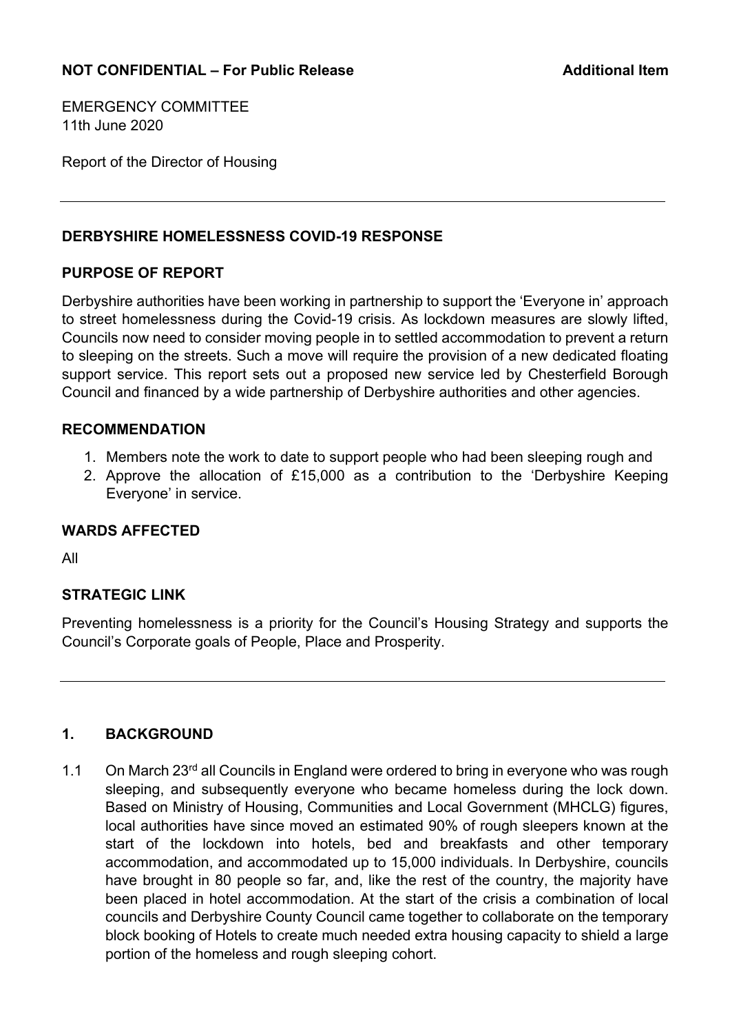**NOT CONFIDENTIAL – For Public Release** **Additional Item**

EMERGENCY COMMITTEE
11th June 2020

Report of the Director of Housing

---

## DERBYSHIRE HOMELESSNESS COVID-19 RESPONSE

### PURPOSE OF REPORT

Derbyshire authorities have been working in partnership to support the 'Everyone in' approach to street homelessness during the Covid-19 crisis. As lockdown measures are slowly lifted, Councils now need to consider moving people in to settled accommodation to prevent a return to sleeping on the streets. Such a move will require the provision of a new dedicated floating support service. This report sets out a proposed new service led by Chesterfield Borough Council and financed by a wide partnership of Derbyshire authorities and other agencies.

### RECOMMENDATION

1. Members note the work to date to support people who had been sleeping rough and
2. Approve the allocation of £15,000 as a contribution to the 'Derbyshire Keeping Everyone' in service.

### WARDS AFFECTED

All

### STRATEGIC LINK

Preventing homelessness is a priority for the Council's Housing Strategy and supports the Council's Corporate goals of People, Place and Prosperity.

---

## 1. BACKGROUND

1.1 On March 23rd all Councils in England were ordered to bring in everyone who was rough sleeping, and subsequently everyone who became homeless during the lock down. Based on Ministry of Housing, Communities and Local Government (MHCLG) figures, local authorities have since moved an estimated 90% of rough sleepers known at the start of the lockdown into hotels, bed and breakfasts and other temporary accommodation, and accommodated up to 15,000 individuals. In Derbyshire, councils have brought in 80 people so far, and, like the rest of the country, the majority have been placed in hotel accommodation. At the start of the crisis a combination of local councils and Derbyshire County Council came together to collaborate on the temporary block booking of Hotels to create much needed extra housing capacity to shield a large portion of the homeless and rough sleeping cohort.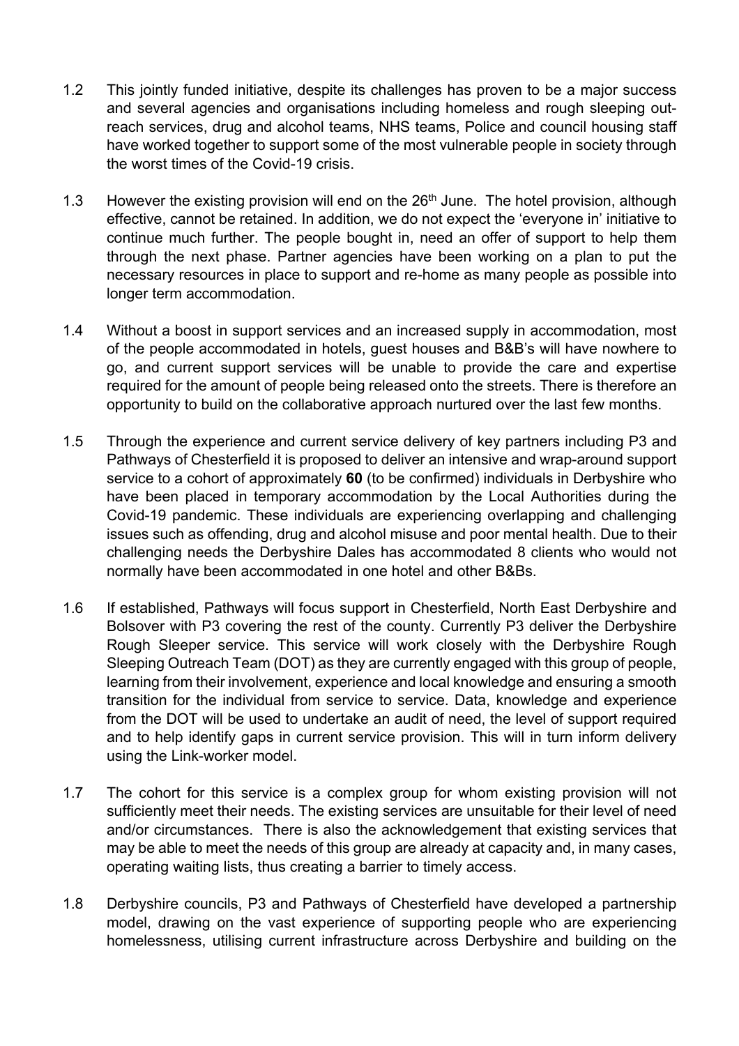1.2 This jointly funded initiative, despite its challenges has proven to be a major success and several agencies and organisations including homeless and rough sleeping out-reach services, drug and alcohol teams, NHS teams, Police and council housing staff have worked together to support some of the most vulnerable people in society through the worst times of the Covid-19 crisis.

1.3 However the existing provision will end on the 26th June. The hotel provision, although effective, cannot be retained. In addition, we do not expect the 'everyone in' initiative to continue much further. The people bought in, need an offer of support to help them through the next phase. Partner agencies have been working on a plan to put the necessary resources in place to support and re-home as many people as possible into longer term accommodation.

1.4 Without a boost in support services and an increased supply in accommodation, most of the people accommodated in hotels, guest houses and B&B's will have nowhere to go, and current support services will be unable to provide the care and expertise required for the amount of people being released onto the streets. There is therefore an opportunity to build on the collaborative approach nurtured over the last few months.

1.5 Through the experience and current service delivery of key partners including P3 and Pathways of Chesterfield it is proposed to deliver an intensive and wrap-around support service to a cohort of approximately **60** (to be confirmed) individuals in Derbyshire who have been placed in temporary accommodation by the Local Authorities during the Covid-19 pandemic. These individuals are experiencing overlapping and challenging issues such as offending, drug and alcohol misuse and poor mental health. Due to their challenging needs the Derbyshire Dales has accommodated 8 clients who would not normally have been accommodated in one hotel and other B&Bs.

1.6 If established, Pathways will focus support in Chesterfield, North East Derbyshire and Bolsover with P3 covering the rest of the county. Currently P3 deliver the Derbyshire Rough Sleeper service. This service will work closely with the Derbyshire Rough Sleeping Outreach Team (DOT) as they are currently engaged with this group of people, learning from their involvement, experience and local knowledge and ensuring a smooth transition for the individual from service to service. Data, knowledge and experience from the DOT will be used to undertake an audit of need, the level of support required and to help identify gaps in current service provision. This will in turn inform delivery using the Link-worker model.

1.7 The cohort for this service is a complex group for whom existing provision will not sufficiently meet their needs. The existing services are unsuitable for their level of need and/or circumstances. There is also the acknowledgement that existing services that may be able to meet the needs of this group are already at capacity and, in many cases, operating waiting lists, thus creating a barrier to timely access.

1.8 Derbyshire councils, P3 and Pathways of Chesterfield have developed a partnership model, drawing on the vast experience of supporting people who are experiencing homelessness, utilising current infrastructure across Derbyshire and building on the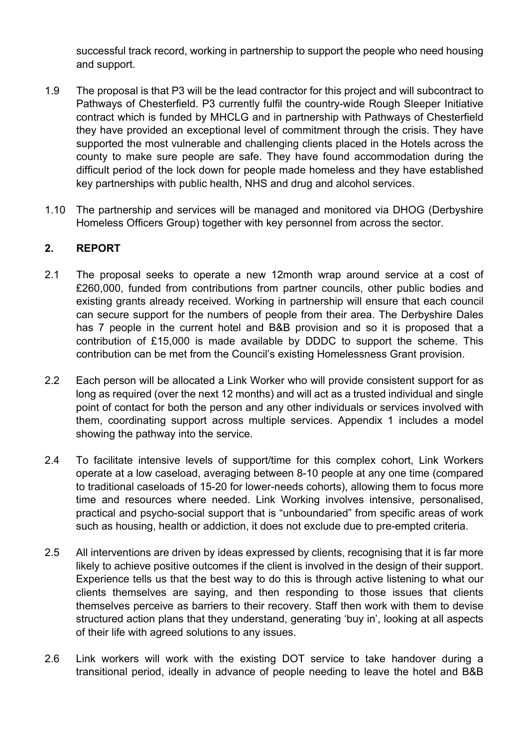successful track record, working in partnership to support the people who need housing and support.

1.9 The proposal is that P3 will be the lead contractor for this project and will subcontract to Pathways of Chesterfield. P3 currently fulfil the country-wide Rough Sleeper Initiative contract which is funded by MHCLG and in partnership with Pathways of Chesterfield they have provided an exceptional level of commitment through the crisis. They have supported the most vulnerable and challenging clients placed in the Hotels across the county to make sure people are safe. They have found accommodation during the difficult period of the lock down for people made homeless and they have established key partnerships with public health, NHS and drug and alcohol services.

1.10 The partnership and services will be managed and monitored via DHOG (Derbyshire Homeless Officers Group) together with key personnel from across the sector.

## 2. REPORT

2.1 The proposal seeks to operate a new 12month wrap around service at a cost of £260,000, funded from contributions from partner councils, other public bodies and existing grants already received. Working in partnership will ensure that each council can secure support for the numbers of people from their area. The Derbyshire Dales has 7 people in the current hotel and B&B provision and so it is proposed that a contribution of £15,000 is made available by DDDC to support the scheme. This contribution can be met from the Council's existing Homelessness Grant provision.

2.2 Each person will be allocated a Link Worker who will provide consistent support for as long as required (over the next 12 months) and will act as a trusted individual and single point of contact for both the person and any other individuals or services involved with them, coordinating support across multiple services. Appendix 1 includes a model showing the pathway into the service.

2.4 To facilitate intensive levels of support/time for this complex cohort, Link Workers operate at a low caseload, averaging between 8-10 people at any one time (compared to traditional caseloads of 15-20 for lower-needs cohorts), allowing them to focus more time and resources where needed. Link Working involves intensive, personalised, practical and psycho-social support that is "unboundaried" from specific areas of work such as housing, health or addiction, it does not exclude due to pre-empted criteria.

2.5 All interventions are driven by ideas expressed by clients, recognising that it is far more likely to achieve positive outcomes if the client is involved in the design of their support. Experience tells us that the best way to do this is through active listening to what our clients themselves are saying, and then responding to those issues that clients themselves perceive as barriers to their recovery. Staff then work with them to devise structured action plans that they understand, generating 'buy in', looking at all aspects of their life with agreed solutions to any issues.

2.6 Link workers will work with the existing DOT service to take handover during a transitional period, ideally in advance of people needing to leave the hotel and B&B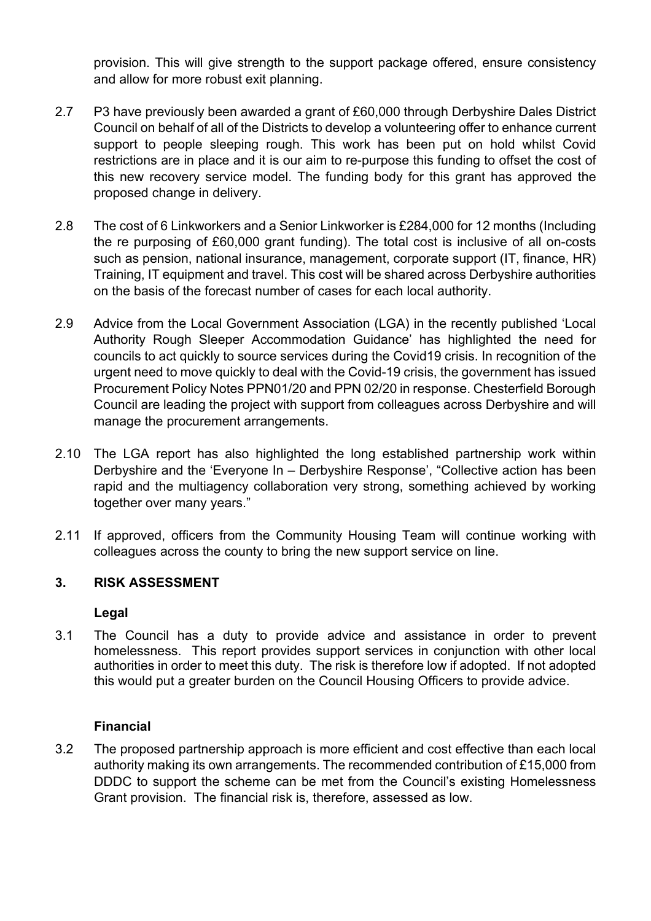provision. This will give strength to the support package offered, ensure consistency and allow for more robust exit planning.

2.7 P3 have previously been awarded a grant of £60,000 through Derbyshire Dales District Council on behalf of all of the Districts to develop a volunteering offer to enhance current support to people sleeping rough. This work has been put on hold whilst Covid restrictions are in place and it is our aim to re-purpose this funding to offset the cost of this new recovery service model. The funding body for this grant has approved the proposed change in delivery.

2.8 The cost of 6 Linkworkers and a Senior Linkworker is £284,000 for 12 months (Including the re purposing of £60,000 grant funding). The total cost is inclusive of all on-costs such as pension, national insurance, management, corporate support (IT, finance, HR) Training, IT equipment and travel. This cost will be shared across Derbyshire authorities on the basis of the forecast number of cases for each local authority.

2.9 Advice from the Local Government Association (LGA) in the recently published 'Local Authority Rough Sleeper Accommodation Guidance' has highlighted the need for councils to act quickly to source services during the Covid19 crisis. In recognition of the urgent need to move quickly to deal with the Covid-19 crisis, the government has issued Procurement Policy Notes PPN01/20 and PPN 02/20 in response. Chesterfield Borough Council are leading the project with support from colleagues across Derbyshire and will manage the procurement arrangements.

2.10 The LGA report has also highlighted the long established partnership work within Derbyshire and the 'Everyone In – Derbyshire Response', "Collective action has been rapid and the multiagency collaboration very strong, something achieved by working together over many years."

2.11 If approved, officers from the Community Housing Team will continue working with colleagues across the county to bring the new support service on line.

## 3. RISK ASSESSMENT

**Legal**

3.1 The Council has a duty to provide advice and assistance in order to prevent homelessness. This report provides support services in conjunction with other local authorities in order to meet this duty. The risk is therefore low if adopted. If not adopted this would put a greater burden on the Council Housing Officers to provide advice.

**Financial**

3.2 The proposed partnership approach is more efficient and cost effective than each local authority making its own arrangements. The recommended contribution of £15,000 from DDDC to support the scheme can be met from the Council's existing Homelessness Grant provision. The financial risk is, therefore, assessed as low.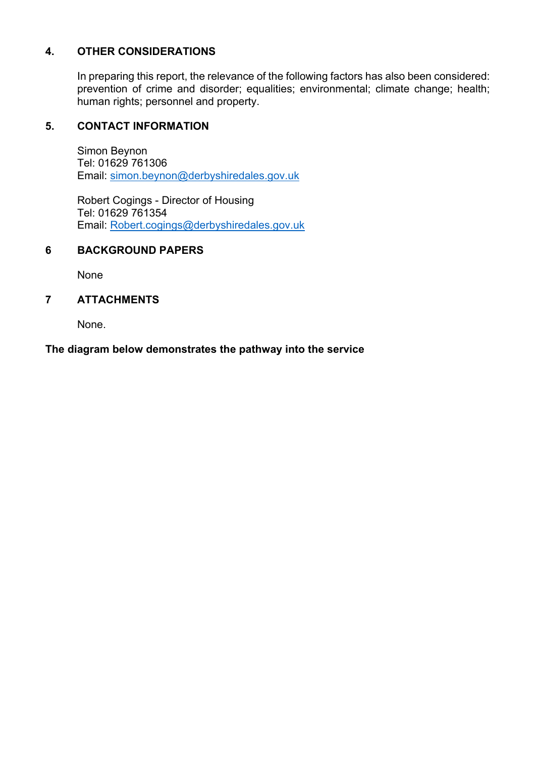## 4. OTHER CONSIDERATIONS

In preparing this report, the relevance of the following factors has also been considered: prevention of crime and disorder; equalities; environmental; climate change; health; human rights; personnel and property.

## 5. CONTACT INFORMATION

Simon Beynon
Tel: 01629 761306
Email: simon.beynon@derbyshiredales.gov.uk

Robert Cogings - Director of Housing
Tel: 01629 761354
Email: Robert.cogings@derbyshiredales.gov.uk

## 6 BACKGROUND PAPERS

None

## 7 ATTACHMENTS

None.

**The diagram below demonstrates the pathway into the service**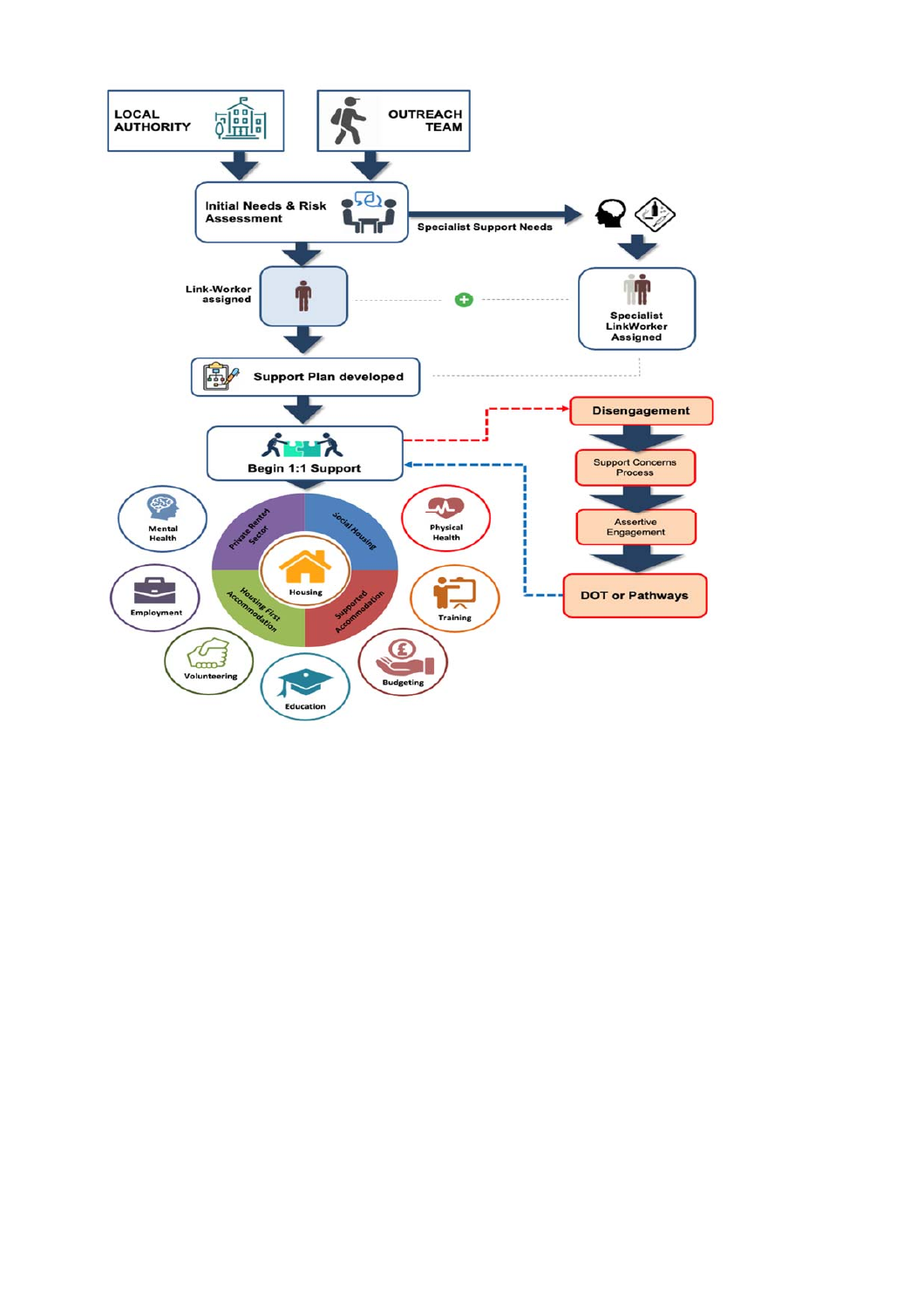LOCAL AUTHORITY

OUTREACH TEAM

Initial Needs & Risk Assessment

Specialist Support Needs

Link-Worker assigned

Specialist LinkWorker Assigned

Support Plan developed

Disengagement

Begin 1:1 Support

Support Concerns Process

Assertive Engagement

DOT or Pathways

Mental Health

Physical Health

Employment

Training

Volunteering

Budgeting

Education

Private Rented Sector

Social Housing

Housing

Housing First Accommodation

Supported Accommodation